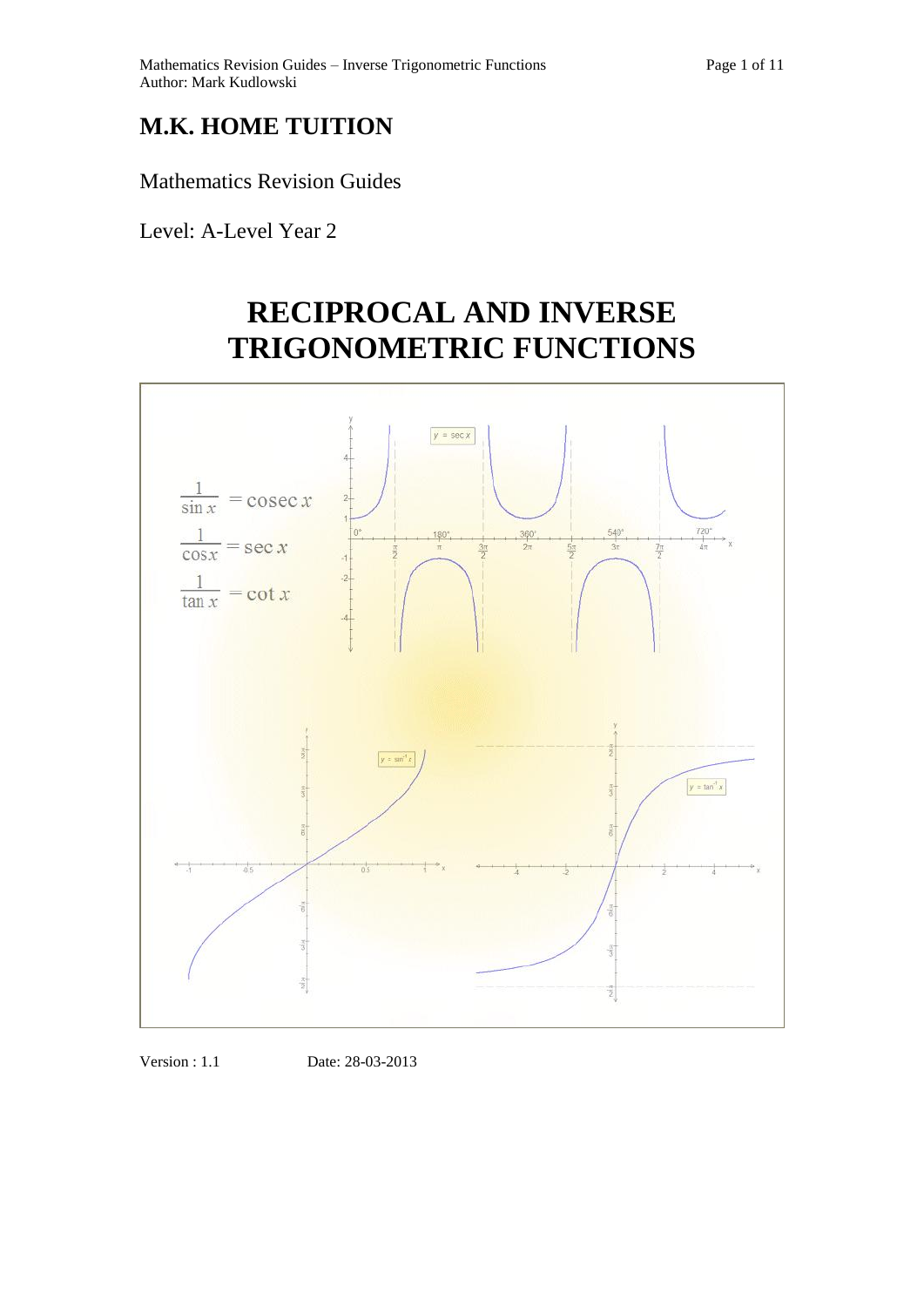# M.K. HOME TUITION

Mathematics Revision Guides

Level: A-Level Year 2

# RECIPROCAL AND INVERSE TRIGONOMETRIC FUNCTIONS

$$\frac{1}{\sin x} = \operatorname{cosec} x$$

$$\frac{1}{\cos x} = \sec x$$

$$\frac{1}{\tan x} = \cot x$$

Version : 1.1 Date: 28-03-2013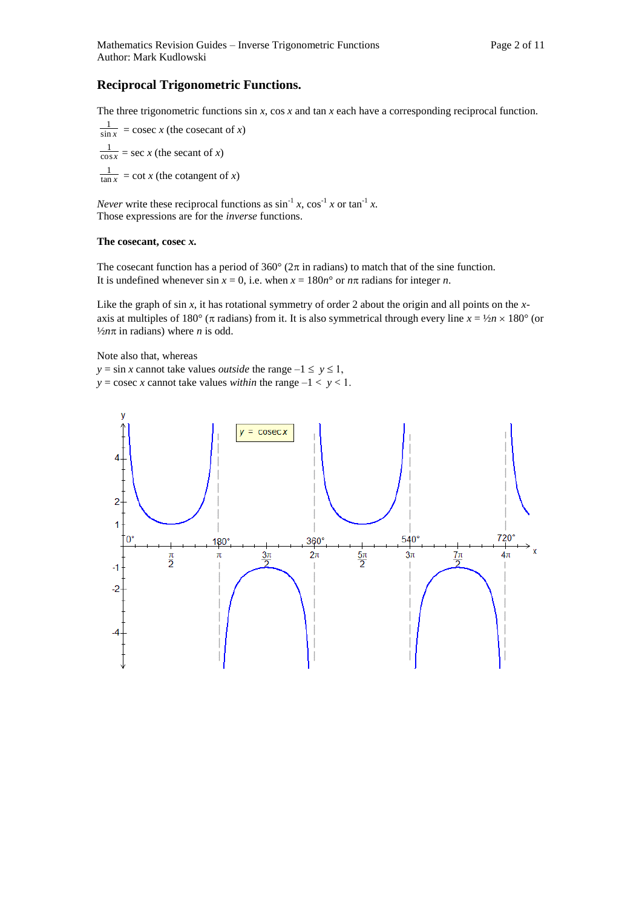## Reciprocal Trigonometric Functions.

The three trigonometric functions sin *x*, cos *x* and tan *x* each have a corresponding reciprocal function.

$\frac{1}{\sin x}$ = cosec *x* (the cosecant of *x*)

$\frac{1}{\cos x}$ = sec *x* (the secant of *x*)

$\frac{1}{\tan x}$ = cot *x* (the cotangent of *x*)

*Never* write these reciprocal functions as $\sin^{-1} x$, $\cos^{-1} x$ or $\tan^{-1} x$.
Those expressions are for the *inverse* functions.

**The cosecant, cosec *x*.**

The cosecant function has a period of 360° (2π in radians) to match that of the sine function.
It is undefined whenever sin *x* = 0, i.e. when *x* = 180*n*° or *n*π radians for integer *n*.

Like the graph of sin *x*, it has rotational symmetry of order 2 about the origin and all points on the *x*-axis at multiples of 180° (π radians) from it. It is also symmetrical through every line *x* = ½*n* × 180° (or ½*n*π in radians) where *n* is odd.

Note also that, whereas
*y* = sin *x* cannot take values *outside* the range $-1 \le y \le 1$,
*y* = cosec *x* cannot take values *within* the range $-1 < y < 1$.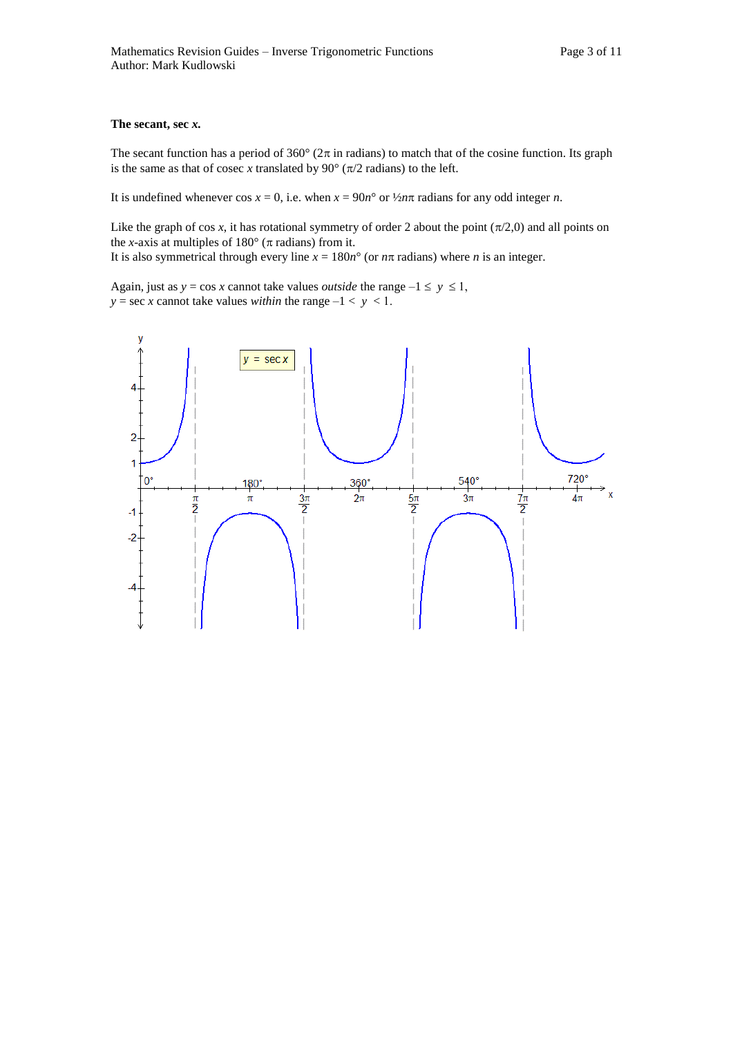**The secant, sec *x*.**

The secant function has a period of 360° ($2\pi$ in radians) to match that of the cosine function. Its graph is the same as that of cosec $x$ translated by 90° ($\pi/2$ radians) to the left.

It is undefined whenever $\cos x = 0$, i.e. when $x = 90n°$ or $\frac{1}{2}n\pi$ radians for any odd integer $n$.

Like the graph of $\cos x$, it has rotational symmetry of order 2 about the point $(\pi/2, 0)$ and all points on the $x$-axis at multiples of 180° ($\pi$ radians) from it.
It is also symmetrical through every line $x = 180n°$ (or $n\pi$ radians) where $n$ is an integer.

Again, just as $y = \cos x$ cannot take values *outside* the range $-1 \le y \le 1$,
$y = \sec x$ cannot take values *within* the range $-1 < y < 1$.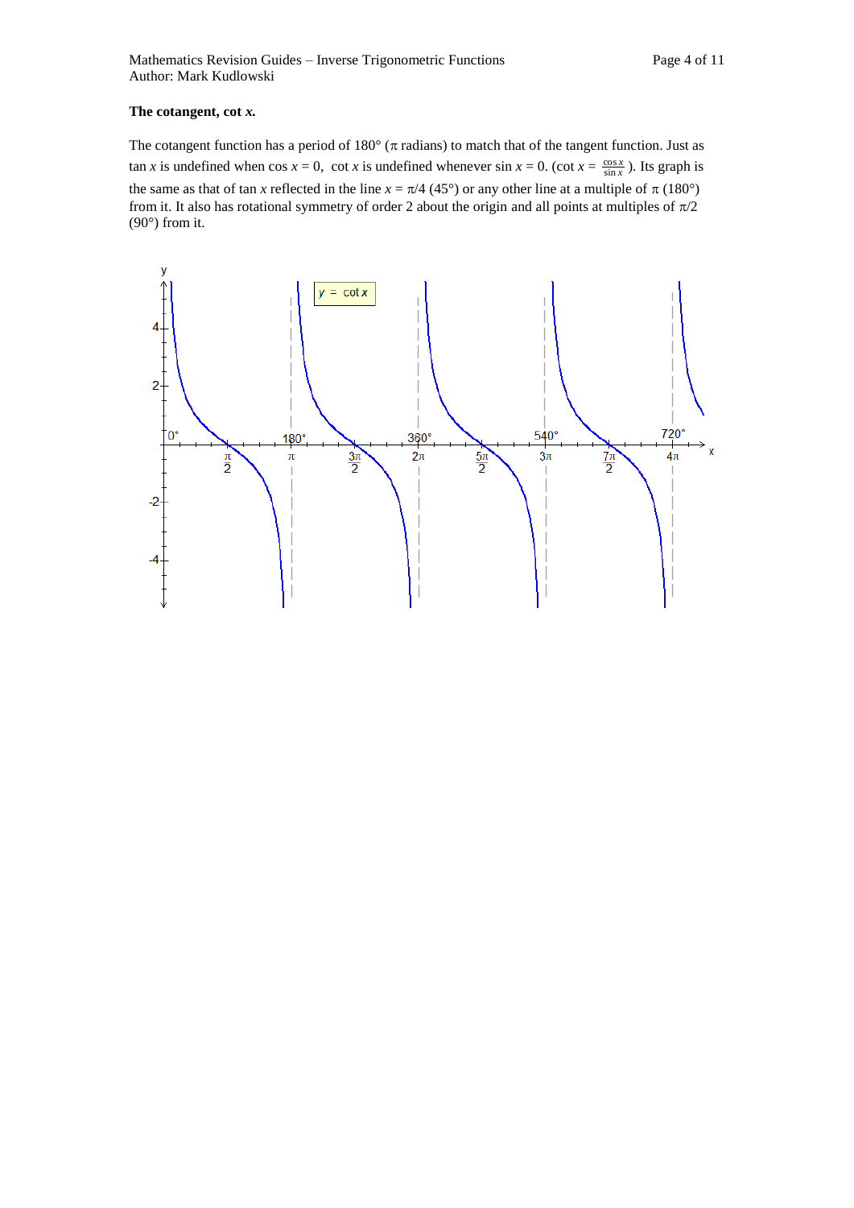**The cotangent, cot *x*.**

The cotangent function has a period of 180° ($\pi$ radians) to match that of the tangent function. Just as $\tan x$ is undefined when $\cos x = 0$, $\cot x$ is undefined whenever $\sin x = 0$. ($\cot x = \frac{\cos x}{\sin x}$ ). Its graph is the same as that of $\tan x$ reflected in the line $x = \pi/4$ (45°) or any other line at a multiple of $\pi$ (180°) from it. It also has rotational symmetry of order 2 about the origin and all points at multiples of $\pi/2$ (90°) from it.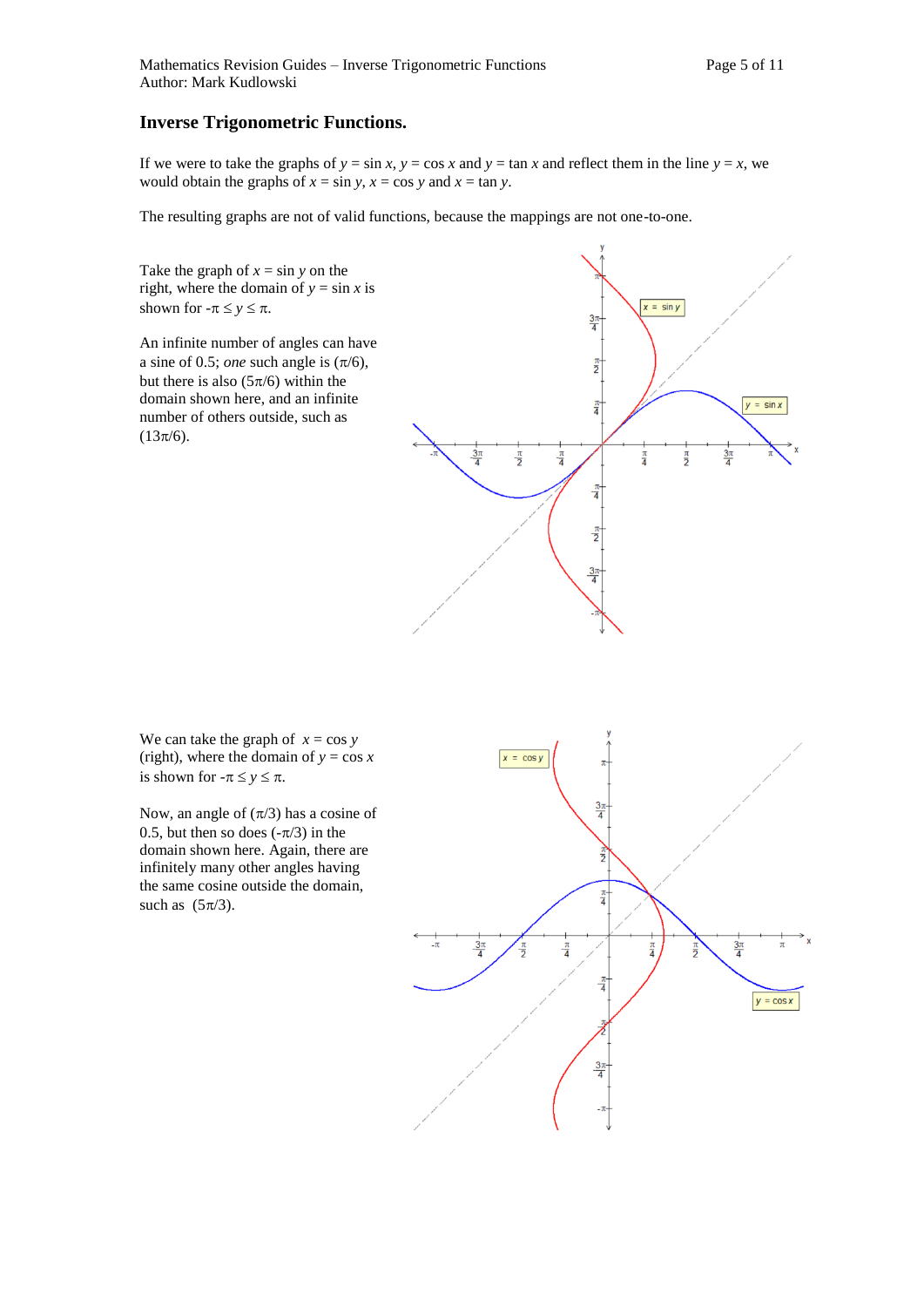## Inverse Trigonometric Functions.

If we were to take the graphs of $y = \sin x$, $y = \cos x$ and $y = \tan x$ and reflect them in the line $y = x$, we would obtain the graphs of $x = \sin y$, $x = \cos y$ and $x = \tan y$.

The resulting graphs are not of valid functions, because the mappings are not one-to-one.

Take the graph of $x = \sin y$ on the right, where the domain of $y = \sin x$ is shown for $-\pi \le y \le \pi$.

An infinite number of angles can have a sine of 0.5; *one* such angle is $(\pi/6)$, but there is also $(5\pi/6)$ within the domain shown here, and an infinite number of others outside, such as $(13\pi/6)$.

We can take the graph of $x = \cos y$ (right), where the domain of $y = \cos x$ is shown for $-\pi \le y \le \pi$.

Now, an angle of $(\pi/3)$ has a cosine of 0.5, but then so does $(-\pi/3)$ in the domain shown here. Again, there are infinitely many other angles having the same cosine outside the domain, such as $(5\pi/3)$.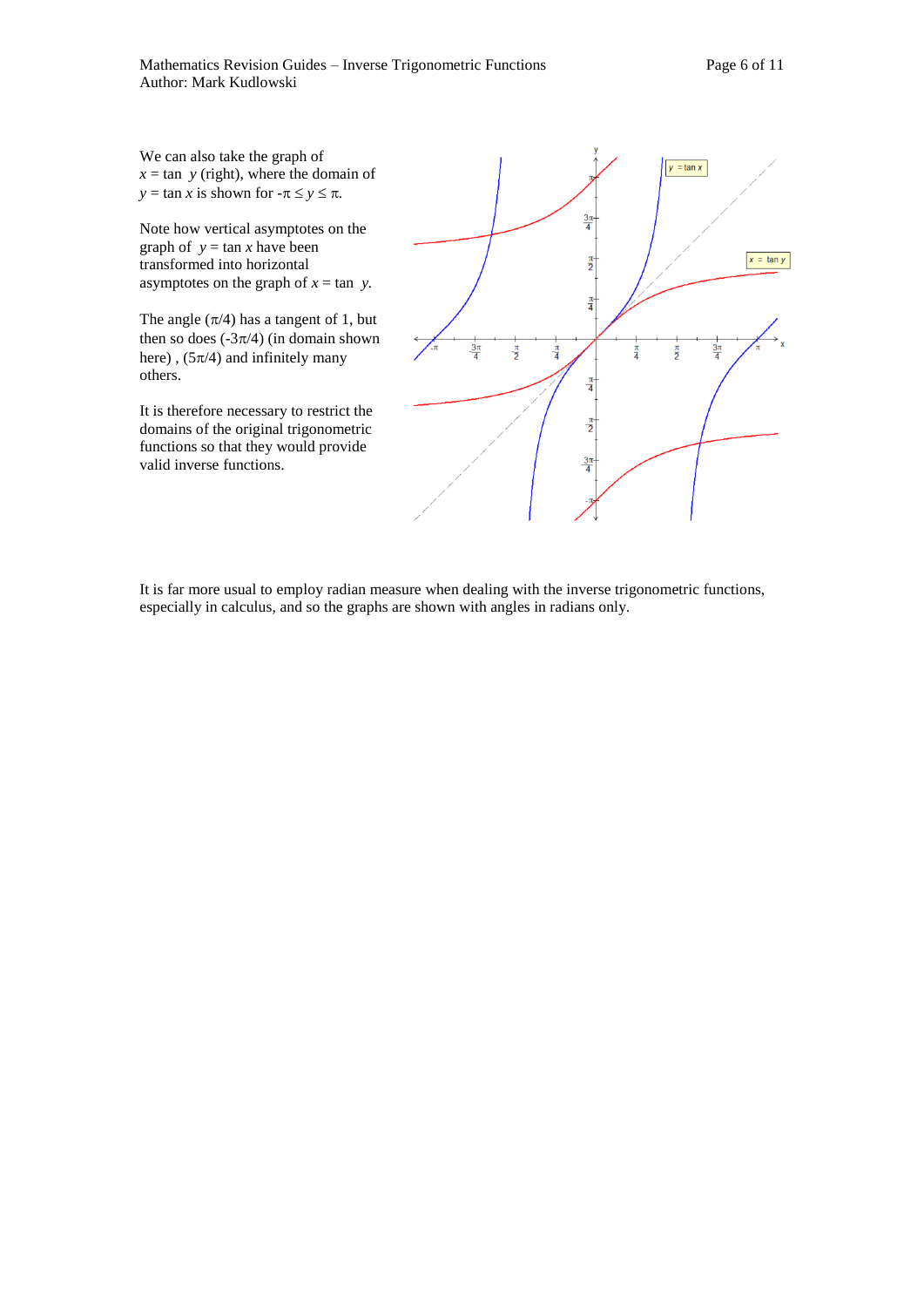We can also take the graph of $x = \tan\ y$ (right), where the domain of $y = \tan x$ is shown for $-\pi \le y \le \pi$.

Note how vertical asymptotes on the graph of $y = \tan x$ have been transformed into horizontal asymptotes on the graph of $x = \tan\ y$.

The angle $(\pi/4)$ has a tangent of 1, but then so does $(-3\pi/4)$ (in domain shown here) , $(5\pi/4)$ and infinitely many others.

It is therefore necessary to restrict the domains of the original trigonometric functions so that they would provide valid inverse functions.

It is far more usual to employ radian measure when dealing with the inverse trigonometric functions, especially in calculus, and so the graphs are shown with angles in radians only.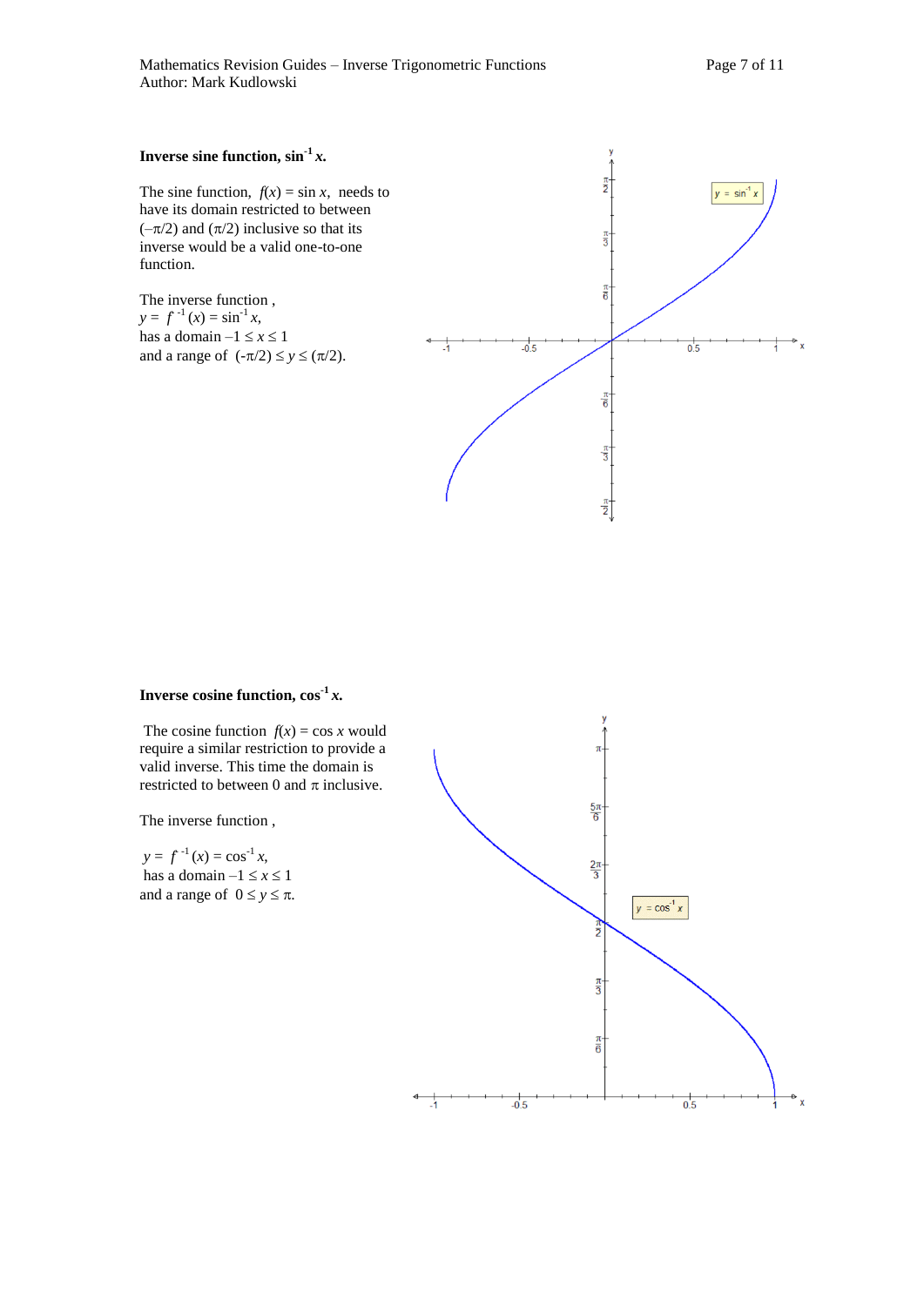**Inverse sine function, $\sin^{-1} x$.**

The sine function, $f(x) = \sin x$, needs to have its domain restricted to between $(-\pi/2)$ and $(\pi/2)$ inclusive so that its inverse would be a valid one-to-one function.

The inverse function ,

$y = f^{-1}(x) = \sin^{-1} x$,

has a domain $-1 \leq x \leq 1$

and a range of $(-\pi/2) \leq y \leq (\pi/2)$.

**Inverse cosine function, $\cos^{-1} x$.**

The cosine function $f(x) = \cos x$ would require a similar restriction to provide a valid inverse. This time the domain is restricted to between 0 and $\pi$ inclusive.

The inverse function ,

$y = f^{-1}(x) = \cos^{-1} x$,

has a domain $-1 \leq x \leq 1$

and a range of $0 \leq y \leq \pi$.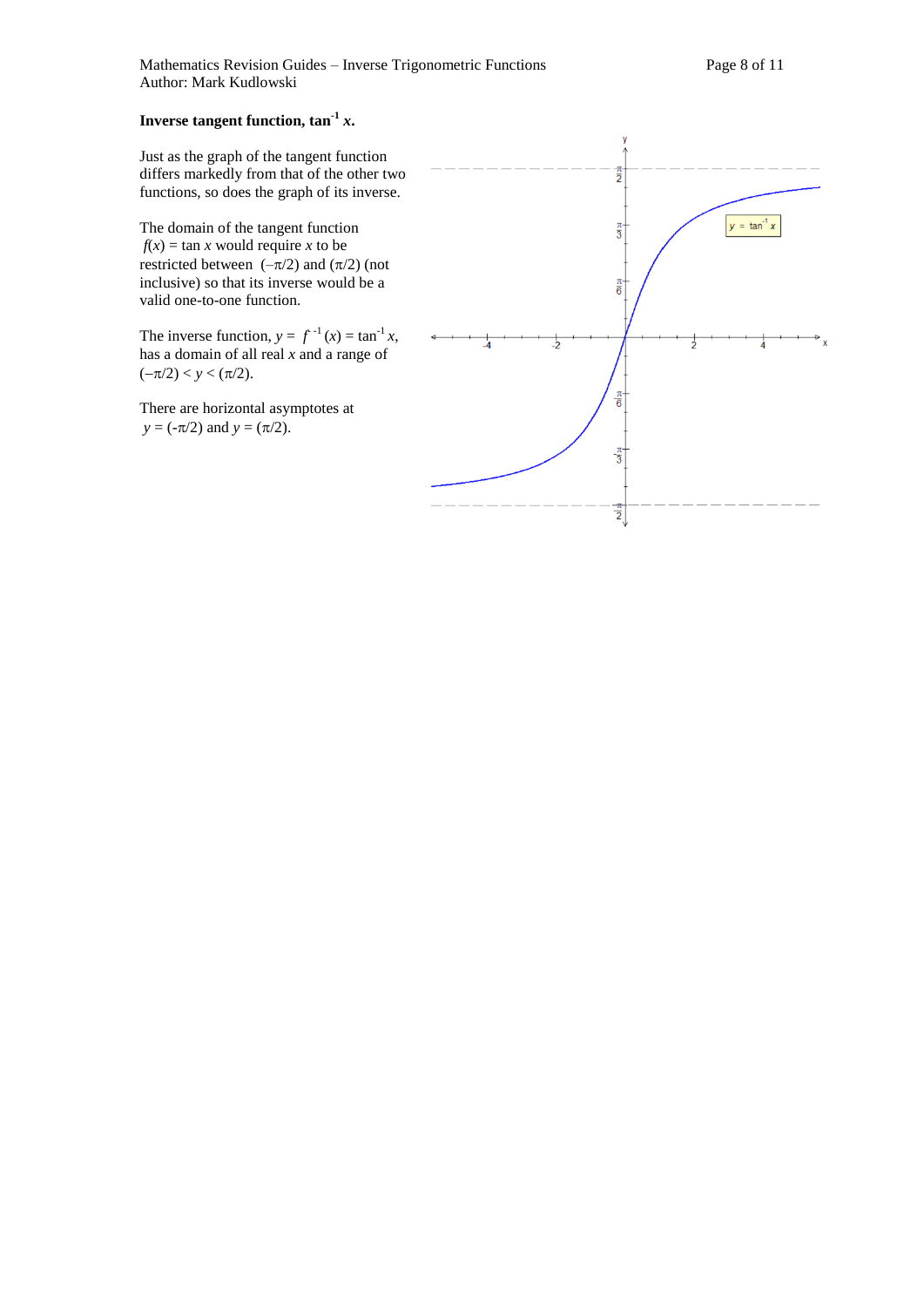**Inverse tangent function, $\tan^{-1} x$.**

Just as the graph of the tangent function differs markedly from that of the other two functions, so does the graph of its inverse.

The domain of the tangent function $f(x) = \tan x$ would require $x$ to be restricted between $(-\pi/2)$ and $(\pi/2)$ (not inclusive) so that its inverse would be a valid one-to-one function.

The inverse function, $y = f^{-1}(x) = \tan^{-1} x$, has a domain of all real $x$ and a range of $(-\pi/2) < y < (\pi/2)$.

There are horizontal asymptotes at $y = (-\pi/2)$ and $y = (\pi/2)$.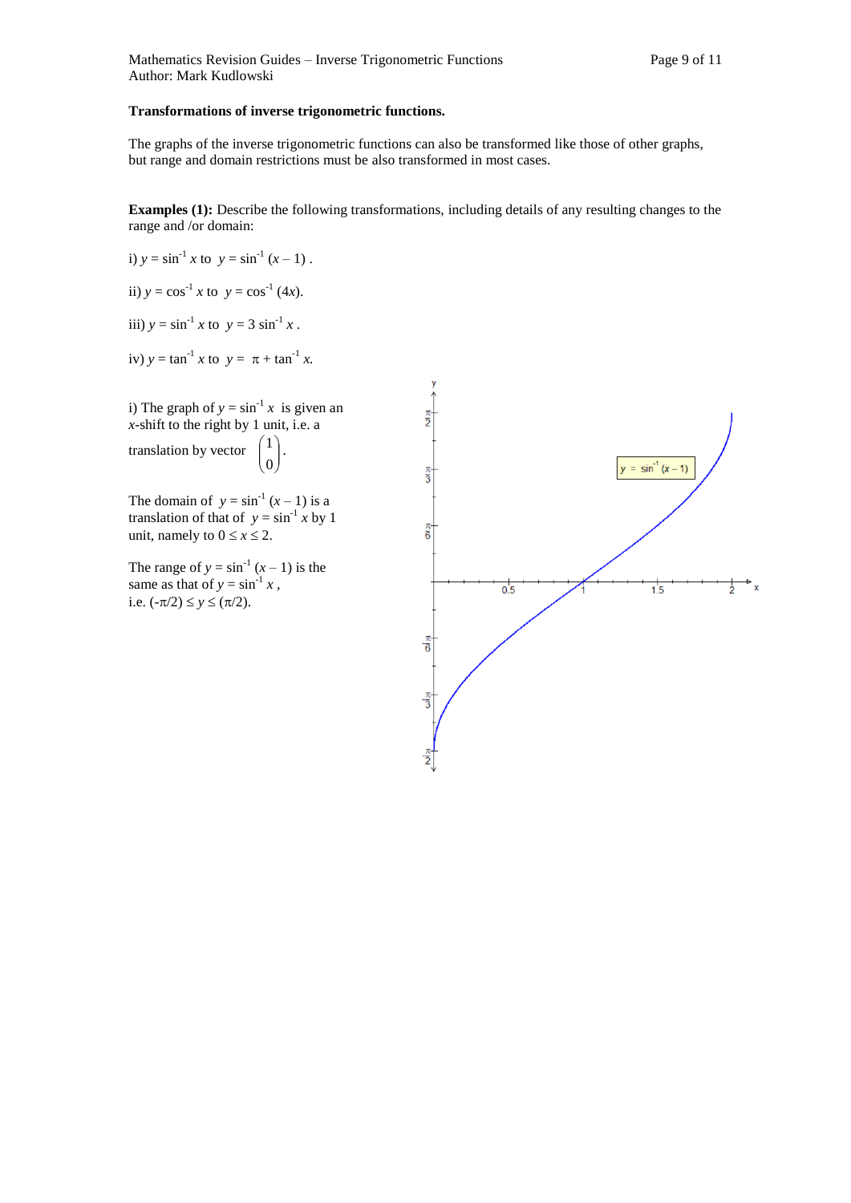**Transformations of inverse trigonometric functions.**

The graphs of the inverse trigonometric functions can also be transformed like those of other graphs, but range and domain restrictions must be also transformed in most cases.

**Examples (1):** Describe the following transformations, including details of any resulting changes to the range and /or domain:

i) $y = \sin^{-1} x$ to $y = \sin^{-1}(x - 1)$ .

ii) $y = \cos^{-1} x$ to $y = \cos^{-1}(4x)$.

iii) $y = \sin^{-1} x$ to $y = 3\sin^{-1} x$ .

iv) $y = \tan^{-1} x$ to $y = \pi + \tan^{-1} x$.

i) The graph of $y = \sin^{-1} x$ is given an $x$-shift to the right by 1 unit, i.e. a translation by vector $\begin{pmatrix} 1 \\ 0 \end{pmatrix}$.

The domain of $y = \sin^{-1}(x - 1)$ is a translation of that of $y = \sin^{-1} x$ by 1 unit, namely to $0 \le x \le 2$.

The range of $y = \sin^{-1}(x - 1)$ is the same as that of $y = \sin^{-1} x$ , i.e. $(-\pi/2) \le y \le (\pi/2)$.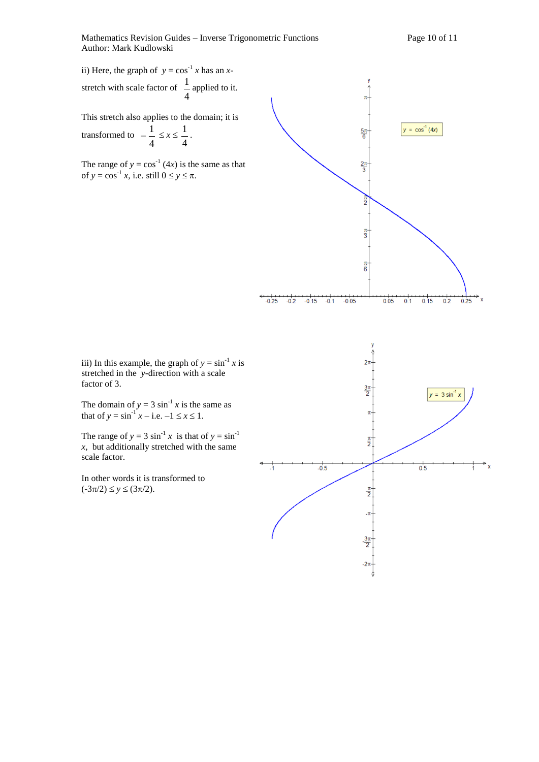ii) Here, the graph of $y = \cos^{-1} x$ has an $x$-stretch with scale factor of $\frac{1}{4}$ applied to it.

This stretch also applies to the domain; it is transformed to $-\frac{1}{4} \leq x \leq \frac{1}{4}$.

The range of $y = \cos^{-1}(4x)$ is the same as that of $y = \cos^{-1} x$, i.e. still $0 \leq y \leq \pi$.

iii) In this example, the graph of $y = \sin^{-1} x$ is stretched in the $y$-direction with a scale factor of 3.

The domain of $y = 3 \sin^{-1} x$ is the same as that of $y = \sin^{-1} x$ – i.e. $-1 \leq x \leq 1$.

The range of $y = 3 \sin^{-1} x$ is that of $y = \sin^{-1} x$, but additionally stretched with the same scale factor.

In other words it is transformed to $(-3\pi/2) \leq y \leq (3\pi/2)$.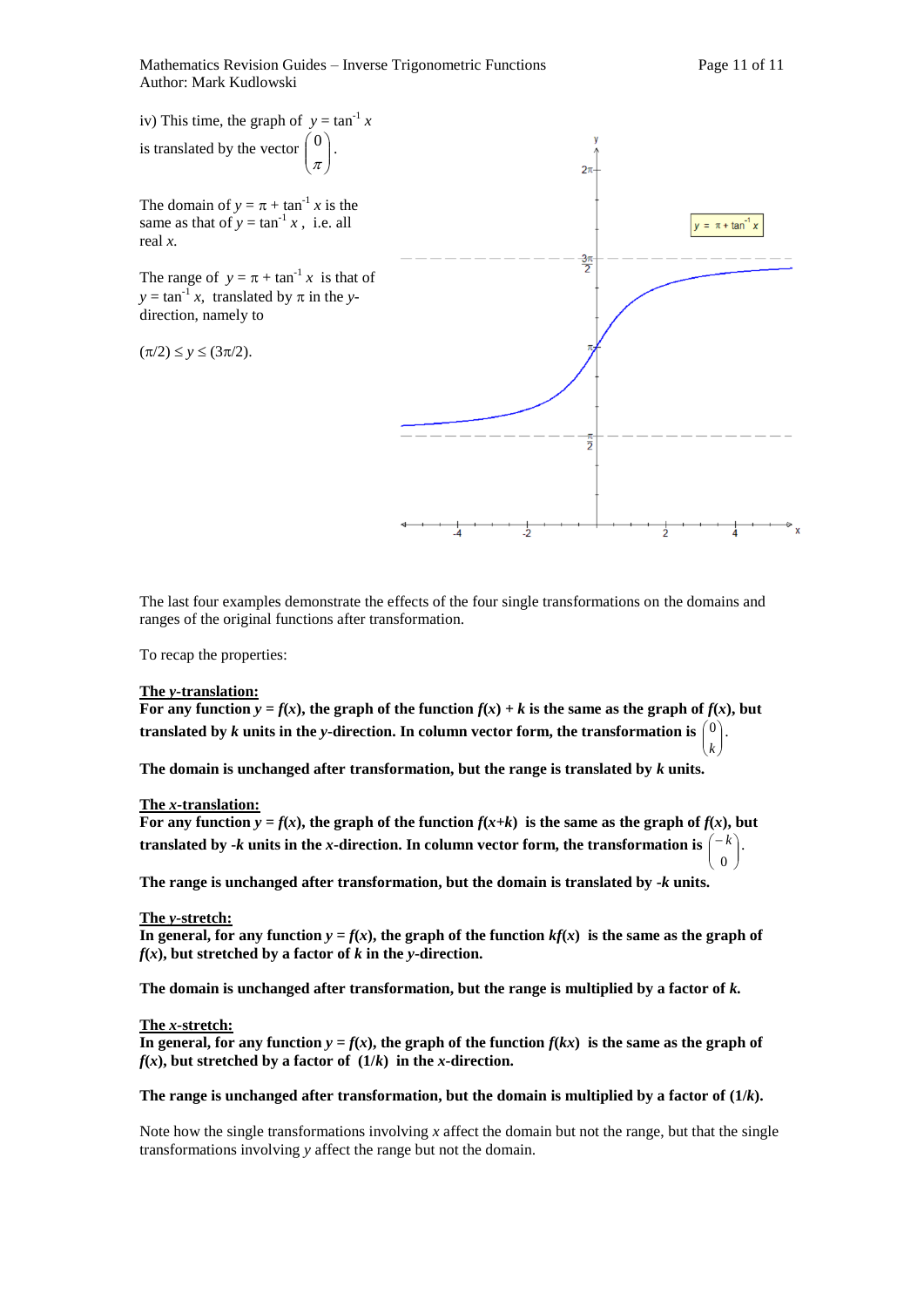iv) This time, the graph of $y = \tan^{-1} x$ is translated by the vector $\begin{pmatrix} 0 \\ \pi \end{pmatrix}$.

The domain of $y = \pi + \tan^{-1} x$ is the same as that of $y = \tan^{-1} x$ , i.e. all real $x$.

The range of $y = \pi + \tan^{-1} x$ is that of $y = \tan^{-1} x$, translated by $\pi$ in the $y$-direction, namely to

$(\pi/2) \le y \le (3\pi/2)$.

y
2π
3π/2
π
π/2
$y = \pi + \tan^{-1} x$
-4
-2
2
4
x

The last four examples demonstrate the effects of the four single transformations on the domains and ranges of the original functions after transformation.

To recap the properties:

**The $y$-translation:**
**For any function $y = f(x)$, the graph of the function $f(x) + k$ is the same as the graph of $f(x)$, but translated by $k$ units in the $y$-direction. In column vector form, the transformation is $\begin{pmatrix} 0 \\ k \end{pmatrix}$.**

**The domain is unchanged after transformation, but the range is translated by $k$ units.**

**The $x$-translation:**
**For any function $y = f(x)$, the graph of the function $f(x+k)$ is the same as the graph of $f(x)$, but translated by $-k$ units in the $x$-direction. In column vector form, the transformation is $\begin{pmatrix} -k \\ 0 \end{pmatrix}$.**

**The range is unchanged after transformation, but the domain is translated by $-k$ units.**

**The $y$-stretch:**
**In general, for any function $y = f(x)$, the graph of the function $kf(x)$ is the same as the graph of $f(x)$, but stretched by a factor of $k$ in the $y$-direction.**

**The domain is unchanged after transformation, but the range is multiplied by a factor of $k$.**

**The $x$-stretch:**
**In general, for any function $y = f(x)$, the graph of the function $f(kx)$ is the same as the graph of $f(x)$, but stretched by a factor of $(1/k)$ in the $x$-direction.**

**The range is unchanged after transformation, but the domain is multiplied by a factor of $(1/k)$.**

Note how the single transformations involving $x$ affect the domain but not the range, but that the single transformations involving $y$ affect the range but not the domain.